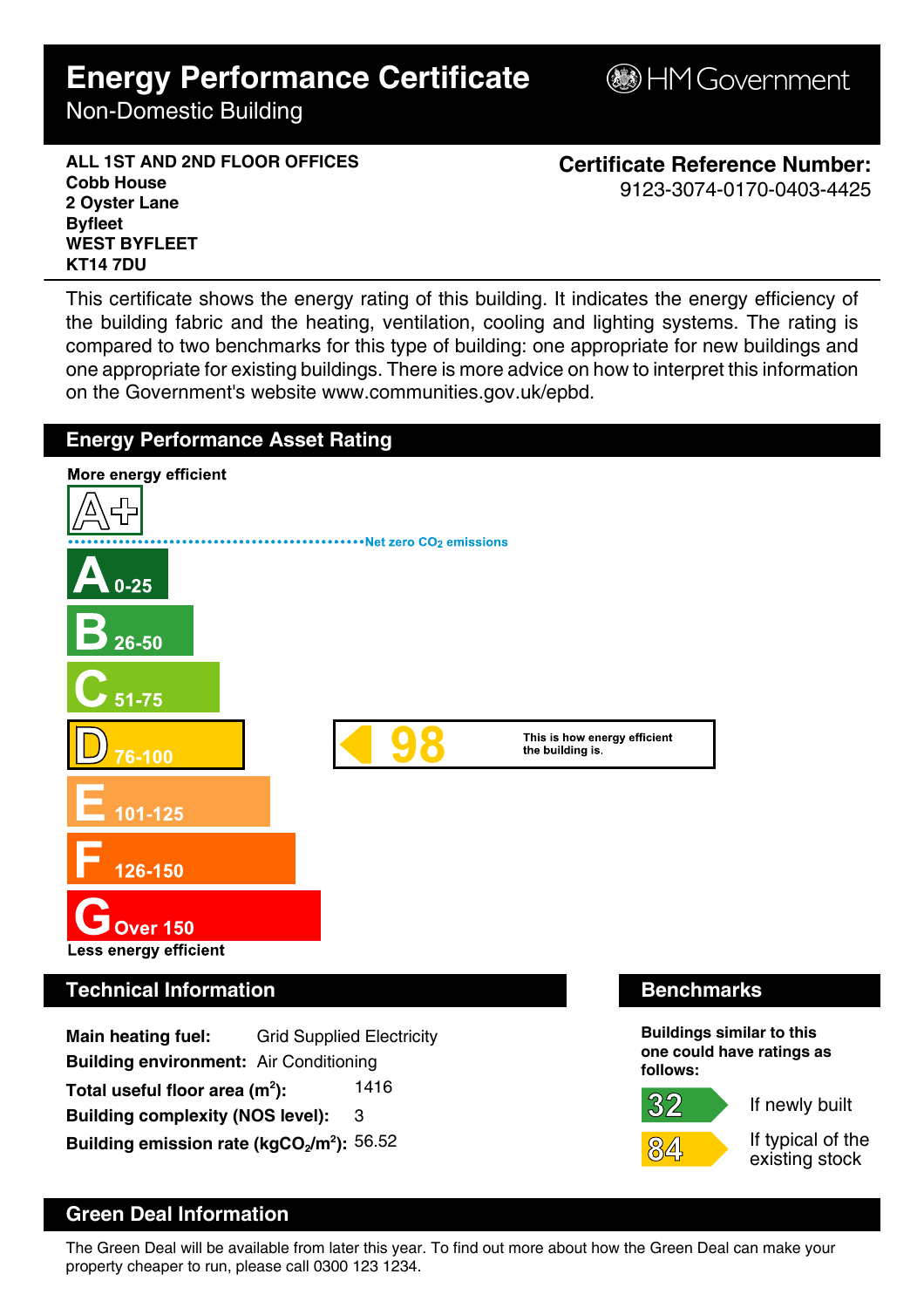# Energy Performance Certificate

Non-Domestic Building

HM Government

**ALL 1ST AND 2ND FLOOR OFFICES**
**Cobb House**
**2 Oyster Lane**
**Byfleet**
**WEST BYFLEET**
**KT14 7DU**

**Certificate Reference Number:**
9123-3074-0170-0403-4425

This certificate shows the energy rating of this building. It indicates the energy efficiency of the building fabric and the heating, ventilation, cooling and lighting systems. The rating is compared to two benchmarks for this type of building: one appropriate for new buildings and one appropriate for existing buildings. There is more advice on how to interpret this information on the Government's website www.communities.gov.uk/epbd.

## Energy Performance Asset Rating

**More energy efficient**

- A+
- Net zero $CO_2$ emissions
- A 0-25
- B 26-50
- C 51-75
- D 76-100 — **98** This is how energy efficient the building is.
- E 101-125
- F 126-150
- G Over 150

**Less energy efficient**

## Technical Information

**Main heating fuel:** Grid Supplied Electricity
**Building environment:** Air Conditioning
**Total useful floor area ($m^2$):** 1416
**Building complexity (NOS level):** 3
**Building emission rate ($kgCO_2/m^2$):** 56.52

## Benchmarks

**Buildings similar to this one could have ratings as follows:**

- 32 If newly built
- 84 If typical of the existing stock

## Green Deal Information

The Green Deal will be available from later this year. To find out more about how the Green Deal can make your property cheaper to run, please call 0300 123 1234.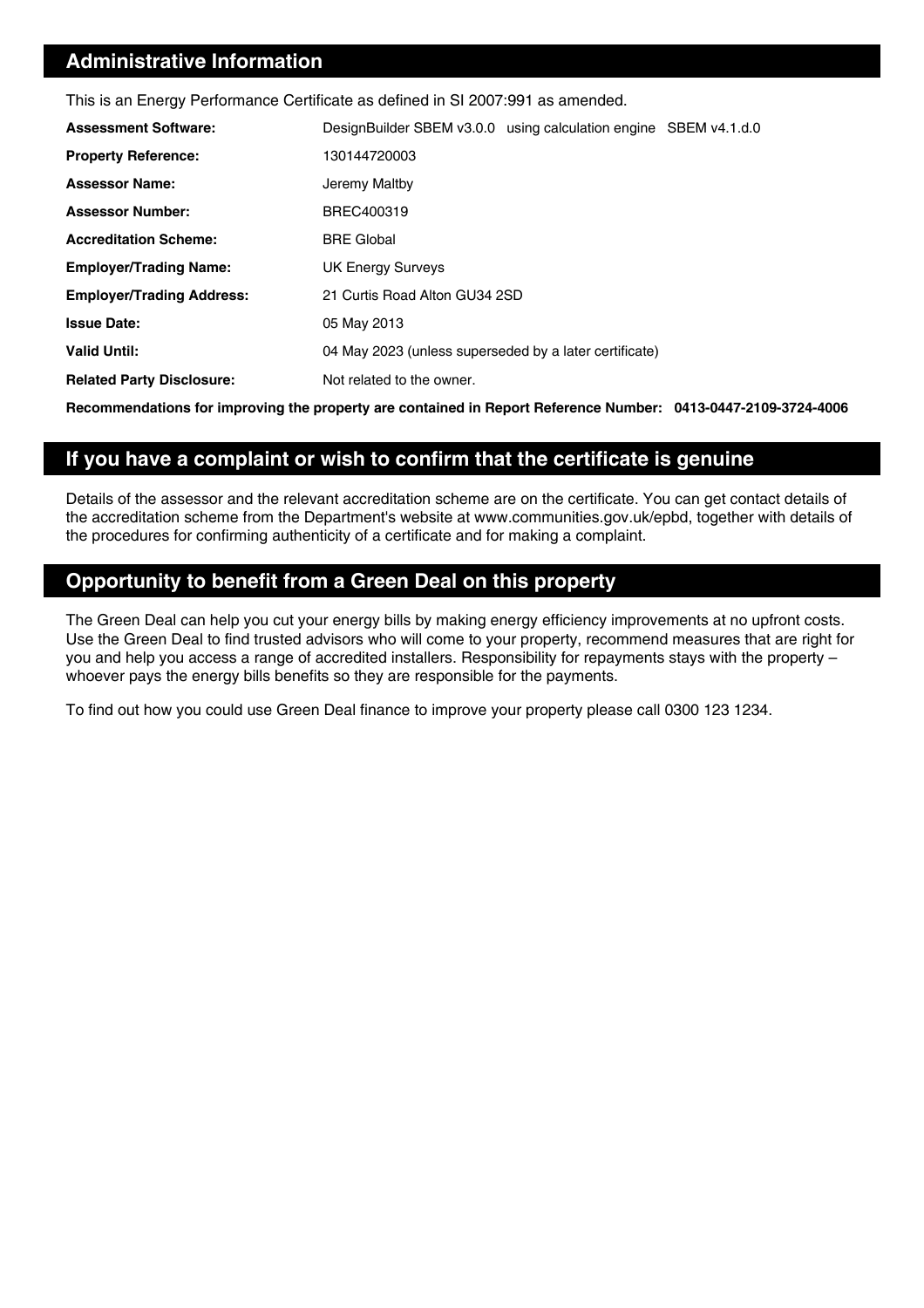## Administrative Information

This is an Energy Performance Certificate as defined in SI 2007:991 as amended.

| | |
|---|---|
| **Assessment Software:** | DesignBuilder SBEM v3.0.0 using calculation engine SBEM v4.1.d.0 |
| **Property Reference:** | 130144720003 |
| **Assessor Name:** | Jeremy Maltby |
| **Assessor Number:** | BREC400319 |
| **Accreditation Scheme:** | BRE Global |
| **Employer/Trading Name:** | UK Energy Surveys |
| **Employer/Trading Address:** | 21 Curtis Road Alton GU34 2SD |
| **Issue Date:** | 05 May 2013 |
| **Valid Until:** | 04 May 2023 (unless superseded by a later certificate) |
| **Related Party Disclosure:** | Not related to the owner. |

**Recommendations for improving the property are contained in Report Reference Number: 0413-0447-2109-3724-4006**

## If you have a complaint or wish to confirm that the certificate is genuine

Details of the assessor and the relevant accreditation scheme are on the certificate. You can get contact details of the accreditation scheme from the Department's website at www.communities.gov.uk/epbd, together with details of the procedures for confirming authenticity of a certificate and for making a complaint.

## Opportunity to benefit from a Green Deal on this property

The Green Deal can help you cut your energy bills by making energy efficiency improvements at no upfront costs. Use the Green Deal to find trusted advisors who will come to your property, recommend measures that are right for you and help you access a range of accredited installers. Responsibility for repayments stays with the property – whoever pays the energy bills benefits so they are responsible for the payments.

To find out how you could use Green Deal finance to improve your property please call 0300 123 1234.